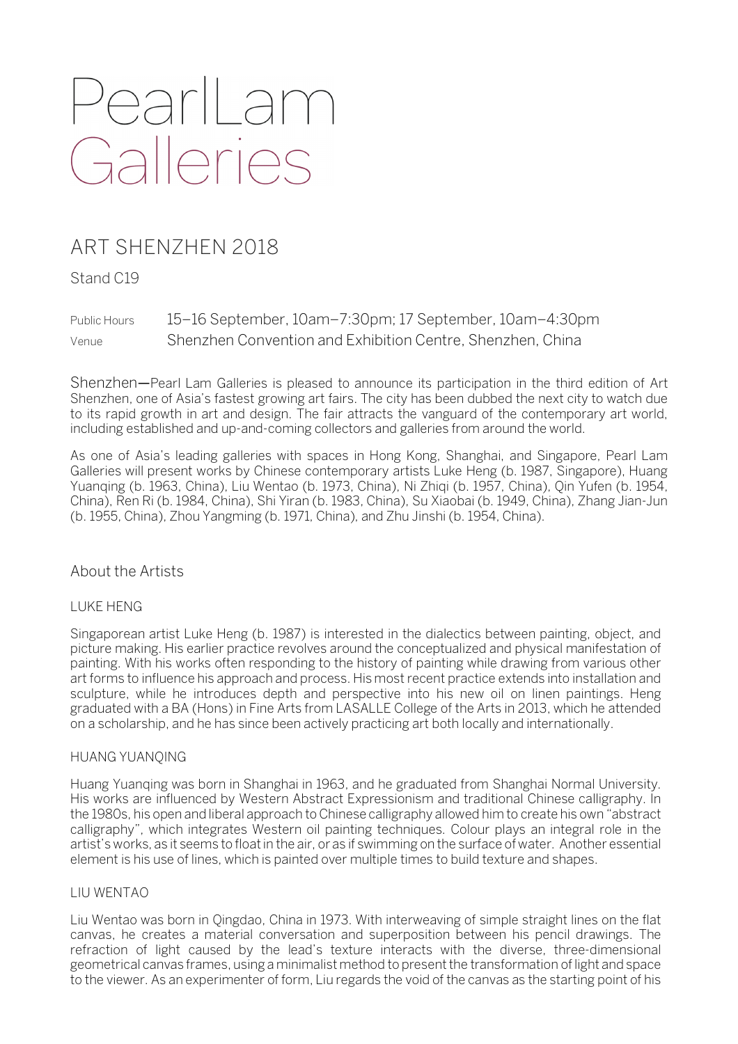# Pearl Lam Galleries

## ART SHENZHEN 2018

Stand C19

| | |
|---|---|
| Public Hours | 15–16 September, 10am–7:30pm; 17 September, 10am–4:30pm |
| Venue | Shenzhen Convention and Exhibition Centre, Shenzhen, China |

Shenzhen—Pearl Lam Galleries is pleased to announce its participation in the third edition of Art Shenzhen, one of Asia's fastest growing art fairs. The city has been dubbed the next city to watch due to its rapid growth in art and design. The fair attracts the vanguard of the contemporary art world, including established and up-and-coming collectors and galleries from around the world.

As one of Asia's leading galleries with spaces in Hong Kong, Shanghai, and Singapore, Pearl Lam Galleries will present works by Chinese contemporary artists Luke Heng (b. 1987, Singapore), Huang Yuanqing (b. 1963, China), Liu Wentao (b. 1973, China), Ni Zhiqi (b. 1957, China), Qin Yufen (b. 1954, China), Ren Ri (b. 1984, China), Shi Yiran (b. 1983, China), Su Xiaobai (b. 1949, China), Zhang Jian-Jun (b. 1955, China), Zhou Yangming (b. 1971, China), and Zhu Jinshi (b. 1954, China).

### About the Artists

#### LUKE HENG

Singaporean artist Luke Heng (b. 1987) is interested in the dialectics between painting, object, and picture making. His earlier practice revolves around the conceptualized and physical manifestation of painting. With his works often responding to the history of painting while drawing from various other art forms to influence his approach and process. His most recent practice extends into installation and sculpture, while he introduces depth and perspective into his new oil on linen paintings. Heng graduated with a BA (Hons) in Fine Arts from LASALLE College of the Arts in 2013, which he attended on a scholarship, and he has since been actively practicing art both locally and internationally.

#### HUANG YUANQING

Huang Yuanqing was born in Shanghai in 1963, and he graduated from Shanghai Normal University. His works are influenced by Western Abstract Expressionism and traditional Chinese calligraphy. In the 1980s, his open and liberal approach to Chinese calligraphy allowed him to create his own "abstract calligraphy", which integrates Western oil painting techniques. Colour plays an integral role in the artist's works, as it seems to float in the air, or as if swimming on the surface of water. Another essential element is his use of lines, which is painted over multiple times to build texture and shapes.

#### LIU WENTAO

Liu Wentao was born in Qingdao, China in 1973. With interweaving of simple straight lines on the flat canvas, he creates a material conversation and superposition between his pencil drawings. The refraction of light caused by the lead's texture interacts with the diverse, three-dimensional geometrical canvas frames, using a minimalist method to present the transformation of light and space to the viewer. As an experimenter of form, Liu regards the void of the canvas as the starting point of his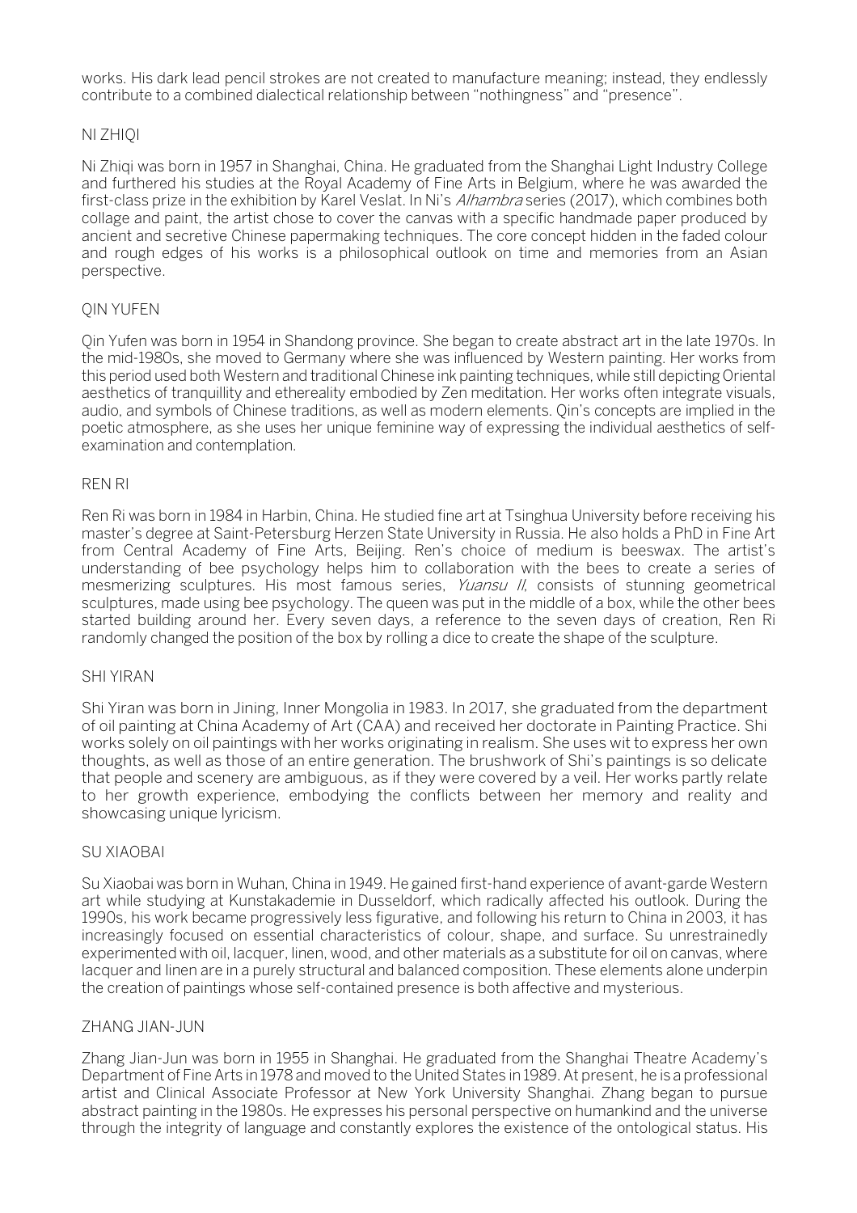works. His dark lead pencil strokes are not created to manufacture meaning; instead, they endlessly contribute to a combined dialectical relationship between "nothingness" and "presence".

## NI ZHIQI

Ni Zhiqi was born in 1957 in Shanghai, China. He graduated from the Shanghai Light Industry College and furthered his studies at the Royal Academy of Fine Arts in Belgium, where he was awarded the first-class prize in the exhibition by Karel Veslat. In Ni's *Alhambra* series (2017), which combines both collage and paint, the artist chose to cover the canvas with a specific handmade paper produced by ancient and secretive Chinese papermaking techniques. The core concept hidden in the faded colour and rough edges of his works is a philosophical outlook on time and memories from an Asian perspective.

## QIN YUFEN

Qin Yufen was born in 1954 in Shandong province. She began to create abstract art in the late 1970s. In the mid-1980s, she moved to Germany where she was influenced by Western painting. Her works from this period used both Western and traditional Chinese ink painting techniques, while still depicting Oriental aesthetics of tranquillity and ethereality embodied by Zen meditation. Her works often integrate visuals, audio, and symbols of Chinese traditions, as well as modern elements. Qin's concepts are implied in the poetic atmosphere, as she uses her unique feminine way of expressing the individual aesthetics of self-examination and contemplation.

## REN RI

Ren Ri was born in 1984 in Harbin, China. He studied fine art at Tsinghua University before receiving his master's degree at Saint-Petersburg Herzen State University in Russia. He also holds a PhD in Fine Art from Central Academy of Fine Arts, Beijing. Ren's choice of medium is beeswax. The artist's understanding of bee psychology helps him to collaboration with the bees to create a series of mesmerizing sculptures. His most famous series, *Yuansu II*, consists of stunning geometrical sculptures, made using bee psychology. The queen was put in the middle of a box, while the other bees started building around her. Every seven days, a reference to the seven days of creation, Ren Ri randomly changed the position of the box by rolling a dice to create the shape of the sculpture.

## SHI YIRAN

Shi Yiran was born in Jining, Inner Mongolia in 1983. In 2017, she graduated from the department of oil painting at China Academy of Art (CAA) and received her doctorate in Painting Practice. Shi works solely on oil paintings with her works originating in realism. She uses wit to express her own thoughts, as well as those of an entire generation. The brushwork of Shi's paintings is so delicate that people and scenery are ambiguous, as if they were covered by a veil. Her works partly relate to her growth experience, embodying the conflicts between her memory and reality and showcasing unique lyricism.

## SU XIAOBAI

Su Xiaobai was born in Wuhan, China in 1949. He gained first-hand experience of avant-garde Western art while studying at Kunstakademie in Dusseldorf, which radically affected his outlook. During the 1990s, his work became progressively less figurative, and following his return to China in 2003, it has increasingly focused on essential characteristics of colour, shape, and surface. Su unrestrainedly experimented with oil, lacquer, linen, wood, and other materials as a substitute for oil on canvas, where lacquer and linen are in a purely structural and balanced composition. These elements alone underpin the creation of paintings whose self-contained presence is both affective and mysterious.

## ZHANG JIAN-JUN

Zhang Jian-Jun was born in 1955 in Shanghai. He graduated from the Shanghai Theatre Academy's Department of Fine Arts in 1978 and moved to the United States in 1989. At present, he is a professional artist and Clinical Associate Professor at New York University Shanghai. Zhang began to pursue abstract painting in the 1980s. He expresses his personal perspective on humankind and the universe through the integrity of language and constantly explores the existence of the ontological status. His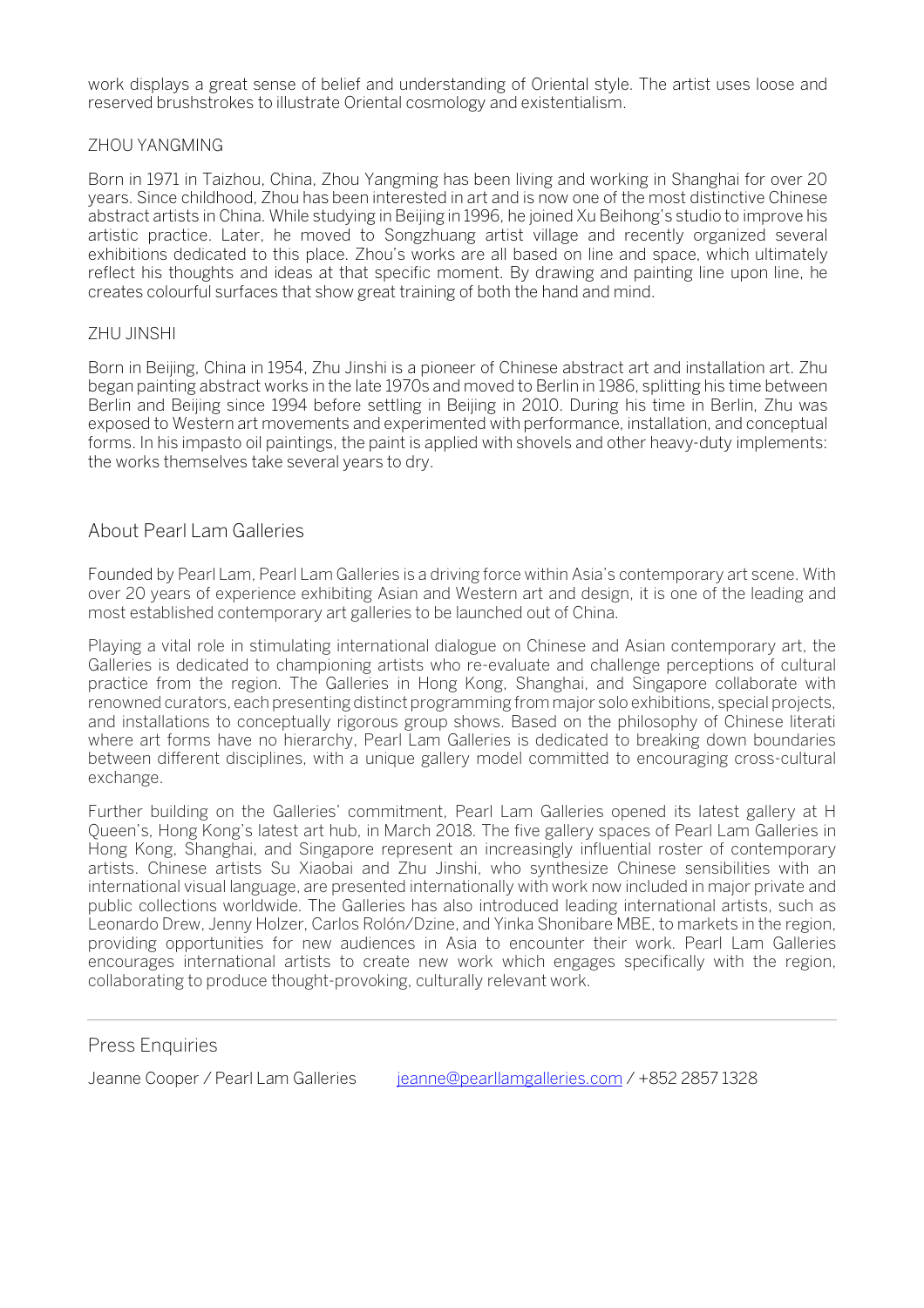work displays a great sense of belief and understanding of Oriental style. The artist uses loose and reserved brushstrokes to illustrate Oriental cosmology and existentialism.

ZHOU YANGMING

Born in 1971 in Taizhou, China, Zhou Yangming has been living and working in Shanghai for over 20 years. Since childhood, Zhou has been interested in art and is now one of the most distinctive Chinese abstract artists in China. While studying in Beijing in 1996, he joined Xu Beihong's studio to improve his artistic practice. Later, he moved to Songzhuang artist village and recently organized several exhibitions dedicated to this place. Zhou's works are all based on line and space, which ultimately reflect his thoughts and ideas at that specific moment. By drawing and painting line upon line, he creates colourful surfaces that show great training of both the hand and mind.

ZHU JINSHI

Born in Beijing, China in 1954, Zhu Jinshi is a pioneer of Chinese abstract art and installation art. Zhu began painting abstract works in the late 1970s and moved to Berlin in 1986, splitting his time between Berlin and Beijing since 1994 before settling in Beijing in 2010. During his time in Berlin, Zhu was exposed to Western art movements and experimented with performance, installation, and conceptual forms. In his impasto oil paintings, the paint is applied with shovels and other heavy-duty implements: the works themselves take several years to dry.

## About Pearl Lam Galleries

Founded by Pearl Lam, Pearl Lam Galleries is a driving force within Asia's contemporary art scene. With over 20 years of experience exhibiting Asian and Western art and design, it is one of the leading and most established contemporary art galleries to be launched out of China.

Playing a vital role in stimulating international dialogue on Chinese and Asian contemporary art, the Galleries is dedicated to championing artists who re-evaluate and challenge perceptions of cultural practice from the region. The Galleries in Hong Kong, Shanghai, and Singapore collaborate with renowned curators, each presenting distinct programming from major solo exhibitions, special projects, and installations to conceptually rigorous group shows. Based on the philosophy of Chinese literati where art forms have no hierarchy, Pearl Lam Galleries is dedicated to breaking down boundaries between different disciplines, with a unique gallery model committed to encouraging cross-cultural exchange.

Further building on the Galleries' commitment, Pearl Lam Galleries opened its latest gallery at H Queen's, Hong Kong's latest art hub, in March 2018. The five gallery spaces of Pearl Lam Galleries in Hong Kong, Shanghai, and Singapore represent an increasingly influential roster of contemporary artists. Chinese artists Su Xiaobai and Zhu Jinshi, who synthesize Chinese sensibilities with an international visual language, are presented internationally with work now included in major private and public collections worldwide. The Galleries has also introduced leading international artists, such as Leonardo Drew, Jenny Holzer, Carlos Rolón/Dzine, and Yinka Shonibare MBE, to markets in the region, providing opportunities for new audiences in Asia to encounter their work. Pearl Lam Galleries encourages international artists to create new work which engages specifically with the region, collaborating to produce thought-provoking, culturally relevant work.

---

## Press Enquiries

Jeanne Cooper / Pearl Lam Galleries jeanne@pearllamgalleries.com / +852 2857 1328